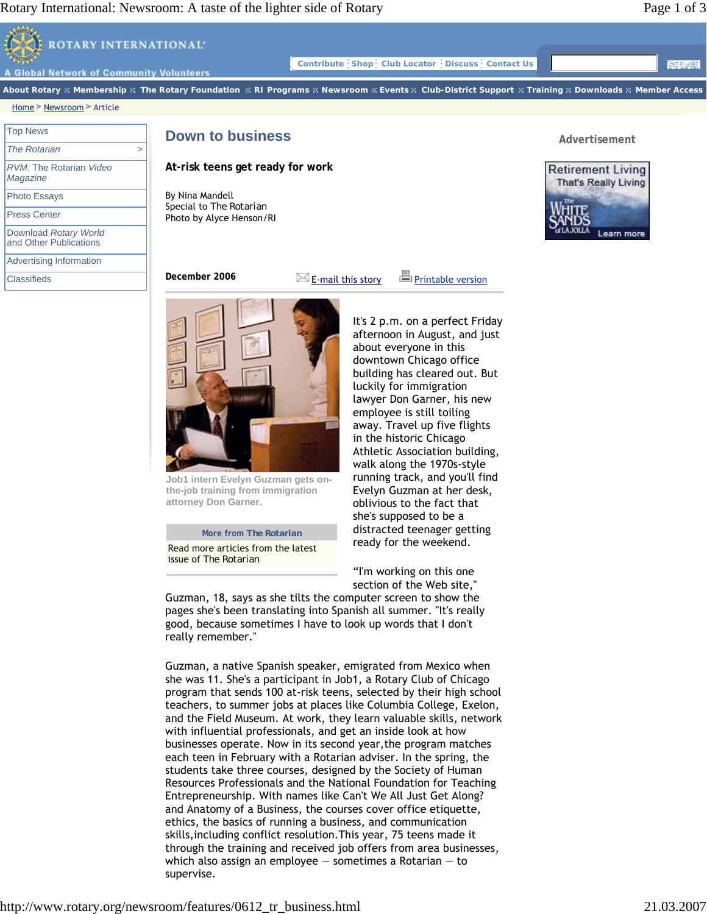# Down to business

## At-risk teens get ready for work

By Nina Mandell
Special to The Rotarian
Photo by Alyce Henson/RI

**December 2006**

Job1 intern Evelyn Guzman gets on-the-job training from immigration attorney Don Garner.

It's 2 p.m. on a perfect Friday afternoon in August, and just about everyone in this downtown Chicago office building has cleared out. But luckily for immigration lawyer Don Garner, his new employee is still toiling away. Travel up five flights in the historic Chicago Athletic Association building, walk along the 1970s-style running track, and you'll find Evelyn Guzman at her desk, oblivious to the fact that she's supposed to be a distracted teenager getting ready for the weekend.

"I'm working on this one section of the Web site," Guzman, 18, says as she tilts the computer screen to show the pages she's been translating into Spanish all summer. "It's really good, because sometimes I have to look up words that I don't really remember."

Guzman, a native Spanish speaker, emigrated from Mexico when she was 11. She's a participant in Job1, a Rotary Club of Chicago program that sends 100 at-risk teens, selected by their high school teachers, to summer jobs at places like Columbia College, Exelon, and the Field Museum. At work, they learn valuable skills, network with influential professionals, and get an inside look at how businesses operate. Now in its second year,the program matches each teen in February with a Rotarian adviser. In the spring, the students take three courses, designed by the Society of Human Resources Professionals and the National Foundation for Teaching Entrepreneurship. With names like Can't We All Just Get Along? and Anatomy of a Business, the courses cover office etiquette, ethics, the basics of running a business, and communication skills,including conflict resolution.This year, 75 teens made it through the training and received job offers from area businesses, which also assign an employee — sometimes a Rotarian — to supervise.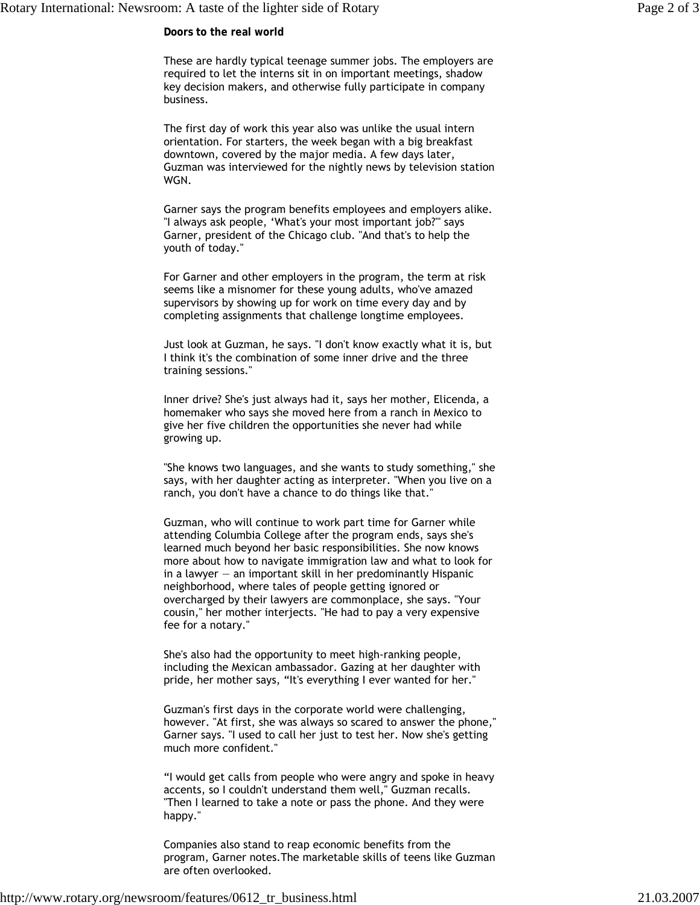**Doors to the real world**

These are hardly typical teenage summer jobs. The employers are required to let the interns sit in on important meetings, shadow key decision makers, and otherwise fully participate in company business.

The first day of work this year also was unlike the usual intern orientation. For starters, the week began with a big breakfast downtown, covered by the major media. A few days later, Guzman was interviewed for the nightly news by television station WGN.

Garner says the program benefits employees and employers alike. "I always ask people, 'What's your most important job?'" says Garner, president of the Chicago club. "And that's to help the youth of today."

For Garner and other employers in the program, the term at risk seems like a misnomer for these young adults, who've amazed supervisors by showing up for work on time every day and by completing assignments that challenge longtime employees.

Just look at Guzman, he says. "I don't know exactly what it is, but I think it's the combination of some inner drive and the three training sessions."

Inner drive? She's just always had it, says her mother, Elicenda, a homemaker who says she moved here from a ranch in Mexico to give her five children the opportunities she never had while growing up.

"She knows two languages, and she wants to study something," she says, with her daughter acting as interpreter. "When you live on a ranch, you don't have a chance to do things like that."

Guzman, who will continue to work part time for Garner while attending Columbia College after the program ends, says she's learned much beyond her basic responsibilities. She now knows more about how to navigate immigration law and what to look for in a lawyer — an important skill in her predominantly Hispanic neighborhood, where tales of people getting ignored or overcharged by their lawyers are commonplace, she says. "Your cousin," her mother interjects. "He had to pay a very expensive fee for a notary."

She's also had the opportunity to meet high-ranking people, including the Mexican ambassador. Gazing at her daughter with pride, her mother says, "It's everything I ever wanted for her."

Guzman's first days in the corporate world were challenging, however. "At first, she was always so scared to answer the phone," Garner says. "I used to call her just to test her. Now she's getting much more confident."

"I would get calls from people who were angry and spoke in heavy accents, so I couldn't understand them well," Guzman recalls. "Then I learned to take a note or pass the phone. And they were happy."

Companies also stand to reap economic benefits from the program, Garner notes.The marketable skills of teens like Guzman are often overlooked.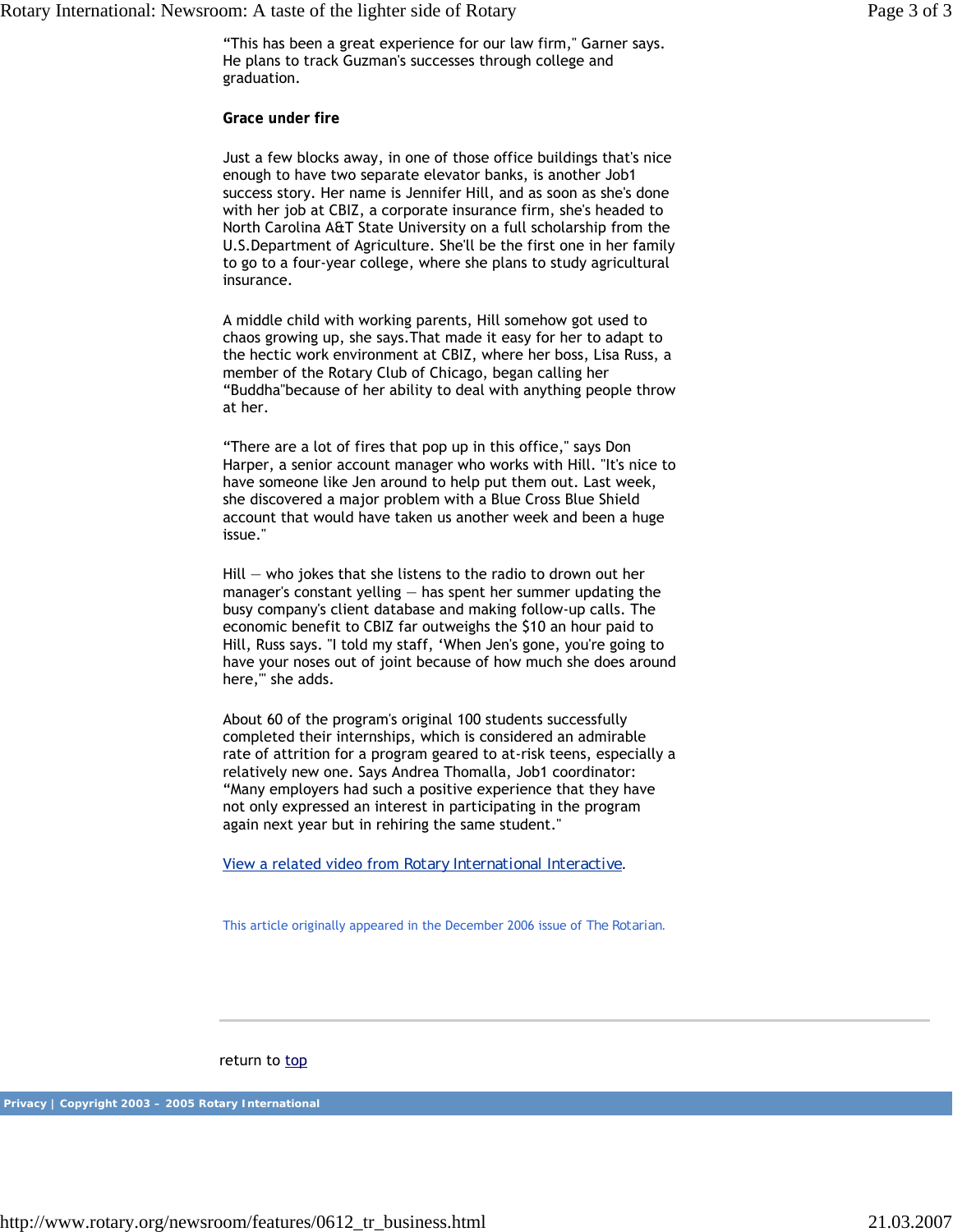“This has been a great experience for our law firm," Garner says. He plans to track Guzman's successes through college and graduation.

**Grace under fire**

Just a few blocks away, in one of those office buildings that's nice enough to have two separate elevator banks, is another Job1 success story. Her name is Jennifer Hill, and as soon as she's done with her job at CBIZ, a corporate insurance firm, she's headed to North Carolina A&T State University on a full scholarship from the U.S.Department of Agriculture. She'll be the first one in her family to go to a four-year college, where she plans to study agricultural insurance.

A middle child with working parents, Hill somehow got used to chaos growing up, she says.That made it easy for her to adapt to the hectic work environment at CBIZ, where her boss, Lisa Russ, a member of the Rotary Club of Chicago, began calling her “Buddha"because of her ability to deal with anything people throw at her.

“There are a lot of fires that pop up in this office," says Don Harper, a senior account manager who works with Hill. "It's nice to have someone like Jen around to help put them out. Last week, she discovered a major problem with a Blue Cross Blue Shield account that would have taken us another week and been a huge issue."

Hill — who jokes that she listens to the radio to drown out her manager's constant yelling — has spent her summer updating the busy company's client database and making follow-up calls. The economic benefit to CBIZ far outweighs the $10 an hour paid to Hill, Russ says. "I told my staff, ‘When Jen's gone, you're going to have your noses out of joint because of how much she does around here,'" she adds.

About 60 of the program's original 100 students successfully completed their internships, which is considered an admirable rate of attrition for a program geared to at-risk teens, especially a relatively new one. Says Andrea Thomalla, Job1 coordinator: “Many employers had such a positive experience that they have not only expressed an interest in participating in the program again next year but in rehiring the same student."

View a related video from Rotary International Interactive.

This article originally appeared in the December 2006 issue of The Rotarian.

return to top

Privacy | Copyright 2003 – 2005 Rotary International